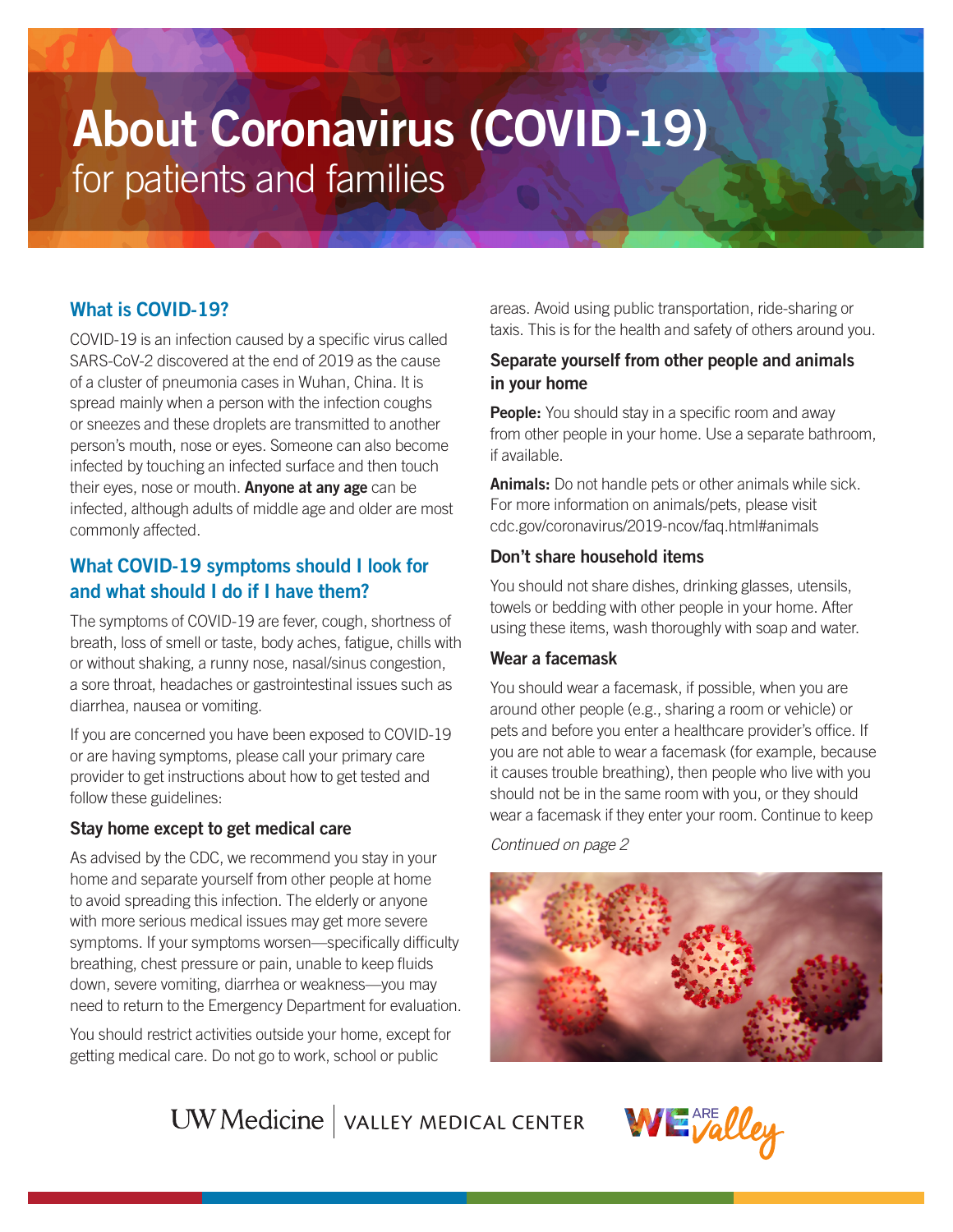# About Coronavirus (COVID-19)

for patients and families

## What is COVID-19?

COVID-19 is an infection caused by a specific virus called SARS-CoV-2 discovered at the end of 2019 as the cause of a cluster of pneumonia cases in Wuhan, China. It is spread mainly when a person with the infection coughs or sneezes and these droplets are transmitted to another person's mouth, nose or eyes. Someone can also become infected by touching an infected surface and then touch their eyes, nose or mouth. **Anyone at any age** can be infected, although adults of middle age and older are most commonly affected.

## What COVID-19 symptoms should I look for and what should I do if I have them?

The symptoms of COVID-19 are fever, cough, shortness of breath, loss of smell or taste, body aches, fatigue, chills with or without shaking, a runny nose, nasal/sinus congestion, a sore throat, headaches or gastrointestinal issues such as diarrhea, nausea or vomiting.

If you are concerned you have been exposed to COVID-19 or are having symptoms, please call your primary care provider to get instructions about how to get tested and follow these guidelines:

### Stay home except to get medical care

As advised by the CDC, we recommend you stay in your home and separate yourself from other people at home to avoid spreading this infection. The elderly or anyone with more serious medical issues may get more severe symptoms. If your symptoms worsen—specifically difficulty breathing, chest pressure or pain, unable to keep fluids down, severe vomiting, diarrhea or weakness—you may need to return to the Emergency Department for evaluation.

You should restrict activities outside your home, except for getting medical care. Do not go to work, school or public areas. Avoid using public transportation, ride-sharing or taxis. This is for the health and safety of others around you.

### Separate yourself from other people and animals in your home

**People:** You should stay in a specific room and away from other people in your home. Use a separate bathroom, if available.

**Animals:** Do not handle pets or other animals while sick. For more information on animals/pets, please visit cdc.gov/coronavirus/2019-ncov/faq.html#animals

### Don't share household items

You should not share dishes, drinking glasses, utensils, towels or bedding with other people in your home. After using these items, wash thoroughly with soap and water.

### Wear a facemask

You should wear a facemask, if possible, when you are around other people (e.g., sharing a room or vehicle) or pets and before you enter a healthcare provider's office. If you are not able to wear a facemask (for example, because it causes trouble breathing), then people who live with you should not be in the same room with you, or they should wear a facemask if they enter your room. Continue to keep

*Continued on page 2*

UW Medicine | VALLEY MEDICAL CENTER

WE ARE Valley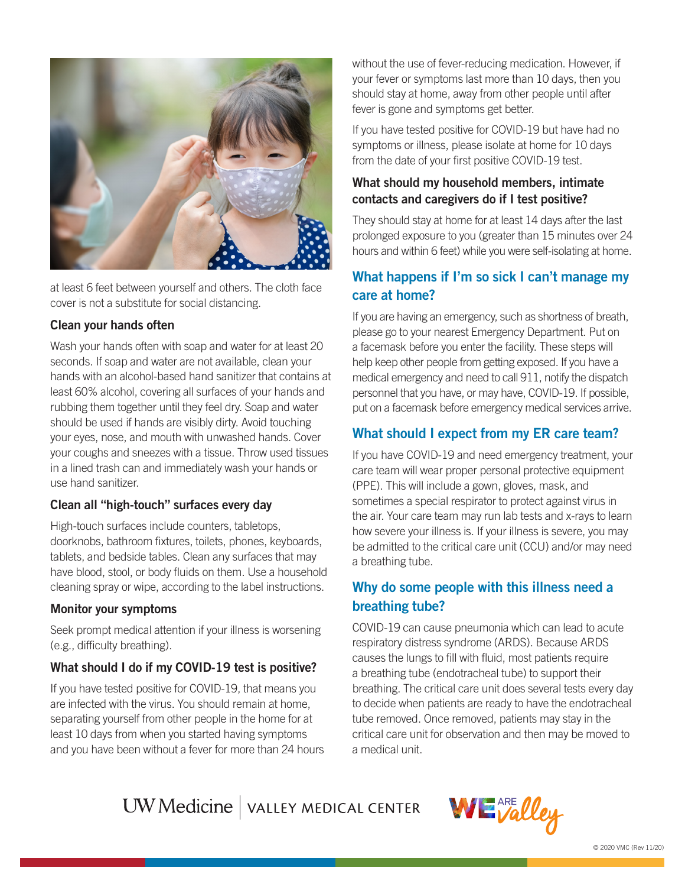at least 6 feet between yourself and others. The cloth face cover is not a substitute for social distancing.

### Clean your hands often

Wash your hands often with soap and water for at least 20 seconds. If soap and water are not available, clean your hands with an alcohol-based hand sanitizer that contains at least 60% alcohol, covering all surfaces of your hands and rubbing them together until they feel dry. Soap and water should be used if hands are visibly dirty. Avoid touching your eyes, nose, and mouth with unwashed hands. Cover your coughs and sneezes with a tissue. Throw used tissues in a lined trash can and immediately wash your hands or use hand sanitizer.

### Clean all "high-touch" surfaces every day

High-touch surfaces include counters, tabletops, doorknobs, bathroom fixtures, toilets, phones, keyboards, tablets, and bedside tables. Clean any surfaces that may have blood, stool, or body fluids on them. Use a household cleaning spray or wipe, according to the label instructions.

### Monitor your symptoms

Seek prompt medical attention if your illness is worsening (e.g., difficulty breathing).

### What should I do if my COVID-19 test is positive?

If you have tested positive for COVID-19, that means you are infected with the virus. You should remain at home, separating yourself from other people in the home for at least 10 days from when you started having symptoms and you have been without a fever for more than 24 hours without the use of fever-reducing medication. However, if your fever or symptoms last more than 10 days, then you should stay at home, away from other people until after fever is gone and symptoms get better.

If you have tested positive for COVID-19 but have had no symptoms or illness, please isolate at home for 10 days from the date of your first positive COVID-19 test.

### What should my household members, intimate contacts and caregivers do if I test positive?

They should stay at home for at least 14 days after the last prolonged exposure to you (greater than 15 minutes over 24 hours and within 6 feet) while you were self-isolating at home.

## What happens if I'm so sick I can't manage my care at home?

If you are having an emergency, such as shortness of breath, please go to your nearest Emergency Department. Put on a facemask before you enter the facility. These steps will help keep other people from getting exposed. If you have a medical emergency and need to call 911, notify the dispatch personnel that you have, or may have, COVID-19. If possible, put on a facemask before emergency medical services arrive.

## What should I expect from my ER care team?

If you have COVID-19 and need emergency treatment, your care team will wear proper personal protective equipment (PPE). This will include a gown, gloves, mask, and sometimes a special respirator to protect against virus in the air. Your care team may run lab tests and x-rays to learn how severe your illness is. If your illness is severe, you may be admitted to the critical care unit (CCU) and/or may need a breathing tube.

## Why do some people with this illness need a breathing tube?

COVID-19 can cause pneumonia which can lead to acute respiratory distress syndrome (ARDS). Because ARDS causes the lungs to fill with fluid, most patients require a breathing tube (endotracheal tube) to support their breathing. The critical care unit does several tests every day to decide when patients are ready to have the endotracheal tube removed. Once removed, patients may stay in the critical care unit for observation and then may be moved to a medical unit.

UW Medicine | VALLEY MEDICAL CENTER

WE ARE Valley

© 2020 VMC (Rev 11/20)